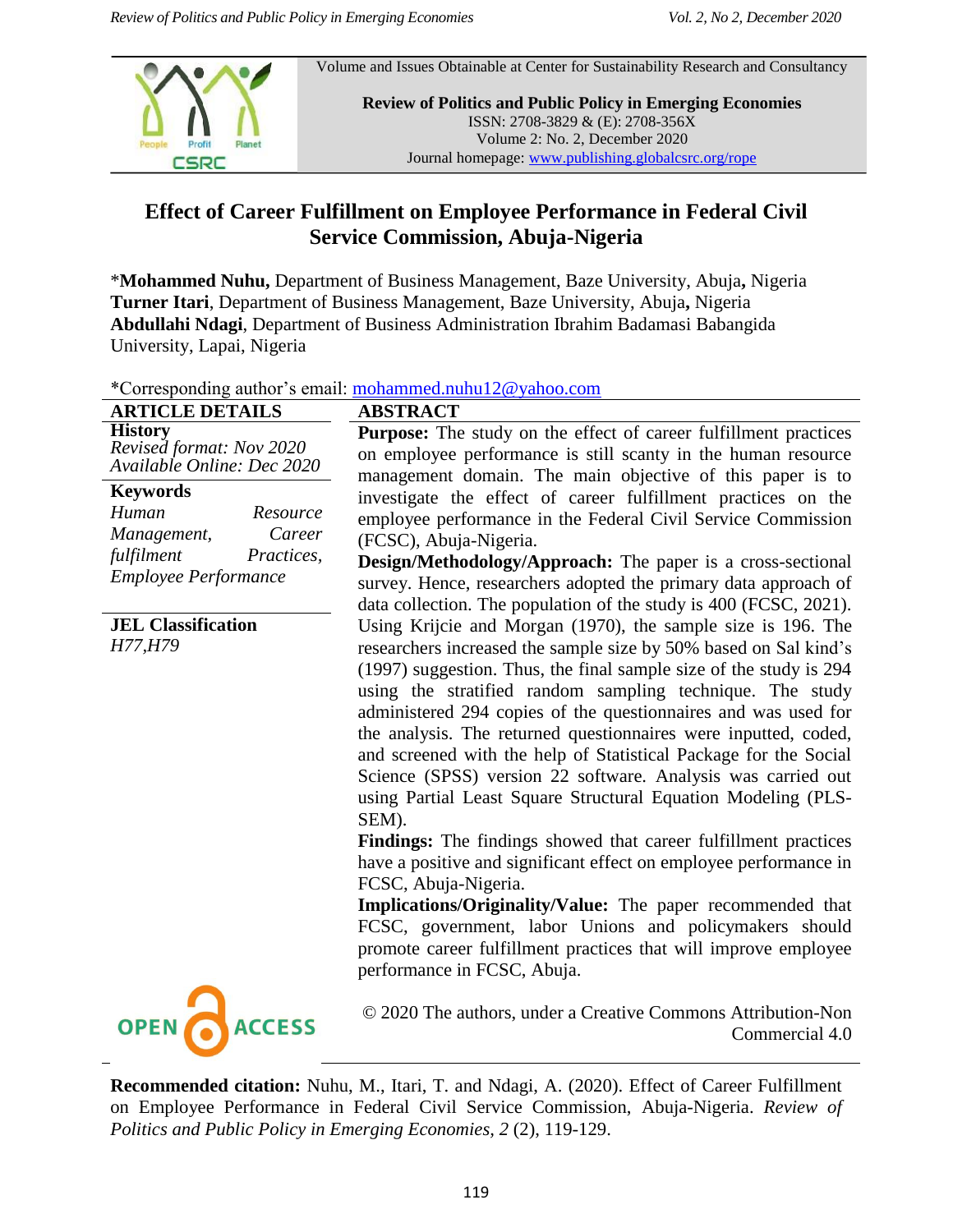Volume and Issues Obtainable at Center for Sustainability Research and Consultancy

**Review of Politics and Public Policy in Emerging Economies**
ISSN: 2708-3829 & (E): 2708-356X
Volume 2: No. 2, December 2020
Journal homepage: www.publishing.globalcsrc.org/rope

# Effect of Career Fulfillment on Employee Performance in Federal Civil Service Commission, Abuja-Nigeria

\***Mohammed Nuhu,** Department of Business Management, Baze University, Abuja**,** Nigeria
**Turner Itari**, Department of Business Management, Baze University, Abuja**,** Nigeria
**Abdullahi Ndagi**, Department of Business Administration Ibrahim Badamasi Babangida University, Lapai, Nigeria

\*Corresponding author's email: mohammed.nuhu12@yahoo.com

**ARTICLE DETAILS**

**History**
*Revised format: Nov 2020*
*Available Online: Dec 2020*

**Keywords**
*Human Resource Management, Career fulfilment Practices, Employee Performance*

**JEL Classification**
*H77,H79*

**ABSTRACT**

**Purpose:** The study on the effect of career fulfillment practices on employee performance is still scanty in the human resource management domain. The main objective of this paper is to investigate the effect of career fulfillment practices on the employee performance in the Federal Civil Service Commission (FCSC), Abuja-Nigeria.

**Design/Methodology/Approach:** The paper is a cross-sectional survey. Hence, researchers adopted the primary data approach of data collection. The population of the study is 400 (FCSC, 2021). Using Krijcie and Morgan (1970), the sample size is 196. The researchers increased the sample size by 50% based on Sal kind's (1997) suggestion. Thus, the final sample size of the study is 294 using the stratified random sampling technique. The study administered 294 copies of the questionnaires and was used for the analysis. The returned questionnaires were inputted, coded, and screened with the help of Statistical Package for the Social Science (SPSS) version 22 software. Analysis was carried out using Partial Least Square Structural Equation Modeling (PLS-SEM).

**Findings:** The findings showed that career fulfillment practices have a positive and significant effect on employee performance in FCSC, Abuja-Nigeria.

**Implications/Originality/Value:** The paper recommended that FCSC, government, labor Unions and policymakers should promote career fulfillment practices that will improve employee performance in FCSC, Abuja.

OPEN ACCESS

© 2020 The authors, under a Creative Commons Attribution-Non Commercial 4.0

**Recommended citation:** Nuhu, M., Itari, T. and Ndagi, A. (2020). Effect of Career Fulfillment on Employee Performance in Federal Civil Service Commission, Abuja-Nigeria. *Review of Politics and Public Policy in Emerging Economies, 2* (2), 119-129.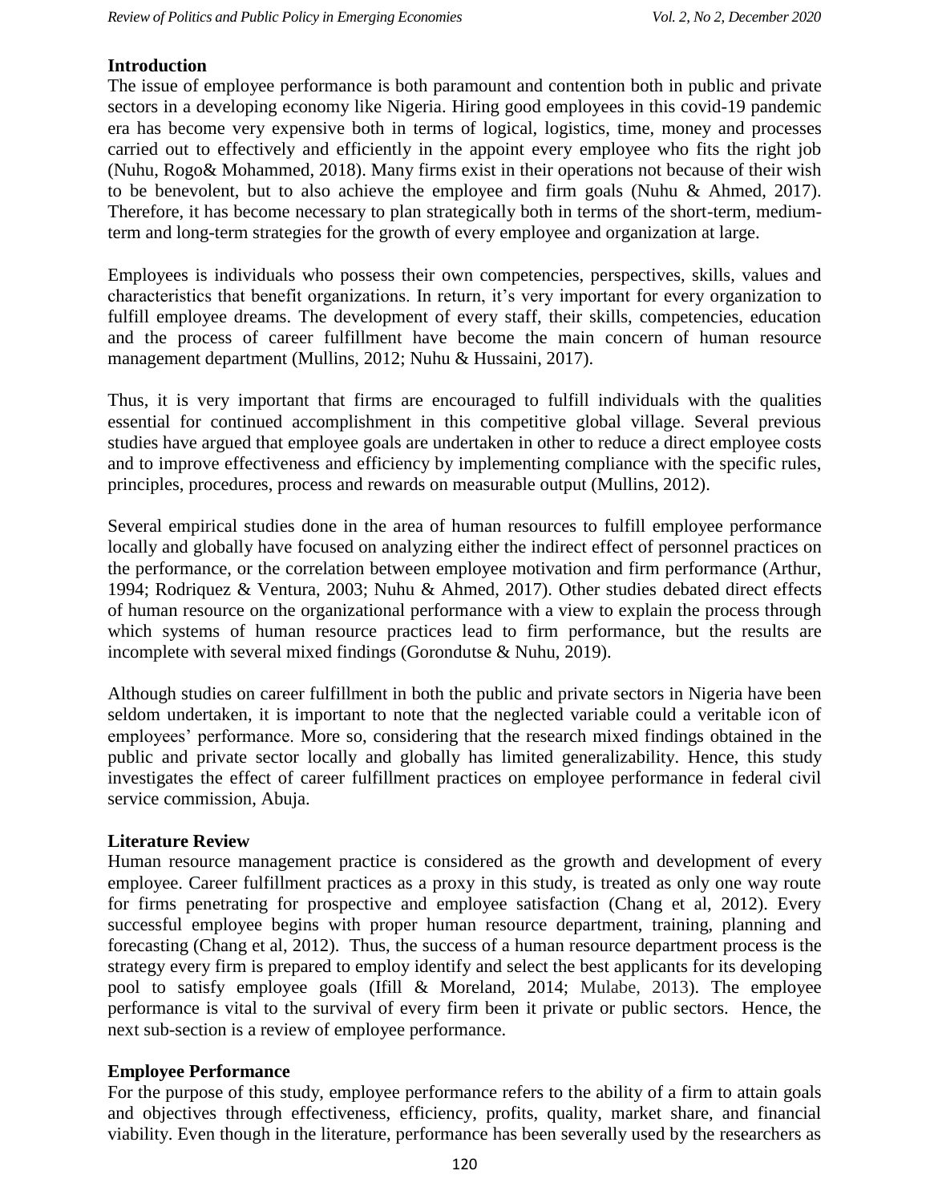## Introduction

The issue of employee performance is both paramount and contention both in public and private sectors in a developing economy like Nigeria. Hiring good employees in this covid-19 pandemic era has become very expensive both in terms of logical, logistics, time, money and processes carried out to effectively and efficiently in the appoint every employee who fits the right job (Nuhu, Rogo& Mohammed, 2018). Many firms exist in their operations not because of their wish to be benevolent, but to also achieve the employee and firm goals (Nuhu & Ahmed, 2017). Therefore, it has become necessary to plan strategically both in terms of the short-term, medium-term and long-term strategies for the growth of every employee and organization at large.

Employees is individuals who possess their own competencies, perspectives, skills, values and characteristics that benefit organizations. In return, it's very important for every organization to fulfill employee dreams. The development of every staff, their skills, competencies, education and the process of career fulfillment have become the main concern of human resource management department (Mullins, 2012; Nuhu & Hussaini, 2017).

Thus, it is very important that firms are encouraged to fulfill individuals with the qualities essential for continued accomplishment in this competitive global village. Several previous studies have argued that employee goals are undertaken in other to reduce a direct employee costs and to improve effectiveness and efficiency by implementing compliance with the specific rules, principles, procedures, process and rewards on measurable output (Mullins, 2012).

Several empirical studies done in the area of human resources to fulfill employee performance locally and globally have focused on analyzing either the indirect effect of personnel practices on the performance, or the correlation between employee motivation and firm performance (Arthur, 1994; Rodriquez & Ventura, 2003; Nuhu & Ahmed, 2017). Other studies debated direct effects of human resource on the organizational performance with a view to explain the process through which systems of human resource practices lead to firm performance, but the results are incomplete with several mixed findings (Gorondutse & Nuhu, 2019).

Although studies on career fulfillment in both the public and private sectors in Nigeria have been seldom undertaken, it is important to note that the neglected variable could a veritable icon of employees' performance. More so, considering that the research mixed findings obtained in the public and private sector locally and globally has limited generalizability. Hence, this study investigates the effect of career fulfillment practices on employee performance in federal civil service commission, Abuja.

## Literature Review

Human resource management practice is considered as the growth and development of every employee. Career fulfillment practices as a proxy in this study, is treated as only one way route for firms penetrating for prospective and employee satisfaction (Chang et al, 2012). Every successful employee begins with proper human resource department, training, planning and forecasting (Chang et al, 2012). Thus, the success of a human resource department process is the strategy every firm is prepared to employ identify and select the best applicants for its developing pool to satisfy employee goals (Ifill & Moreland, 2014; Mulabe, 2013). The employee performance is vital to the survival of every firm been it private or public sectors. Hence, the next sub-section is a review of employee performance.

### Employee Performance

For the purpose of this study, employee performance refers to the ability of a firm to attain goals and objectives through effectiveness, efficiency, profits, quality, market share, and financial viability. Even though in the literature, performance has been severally used by the researchers as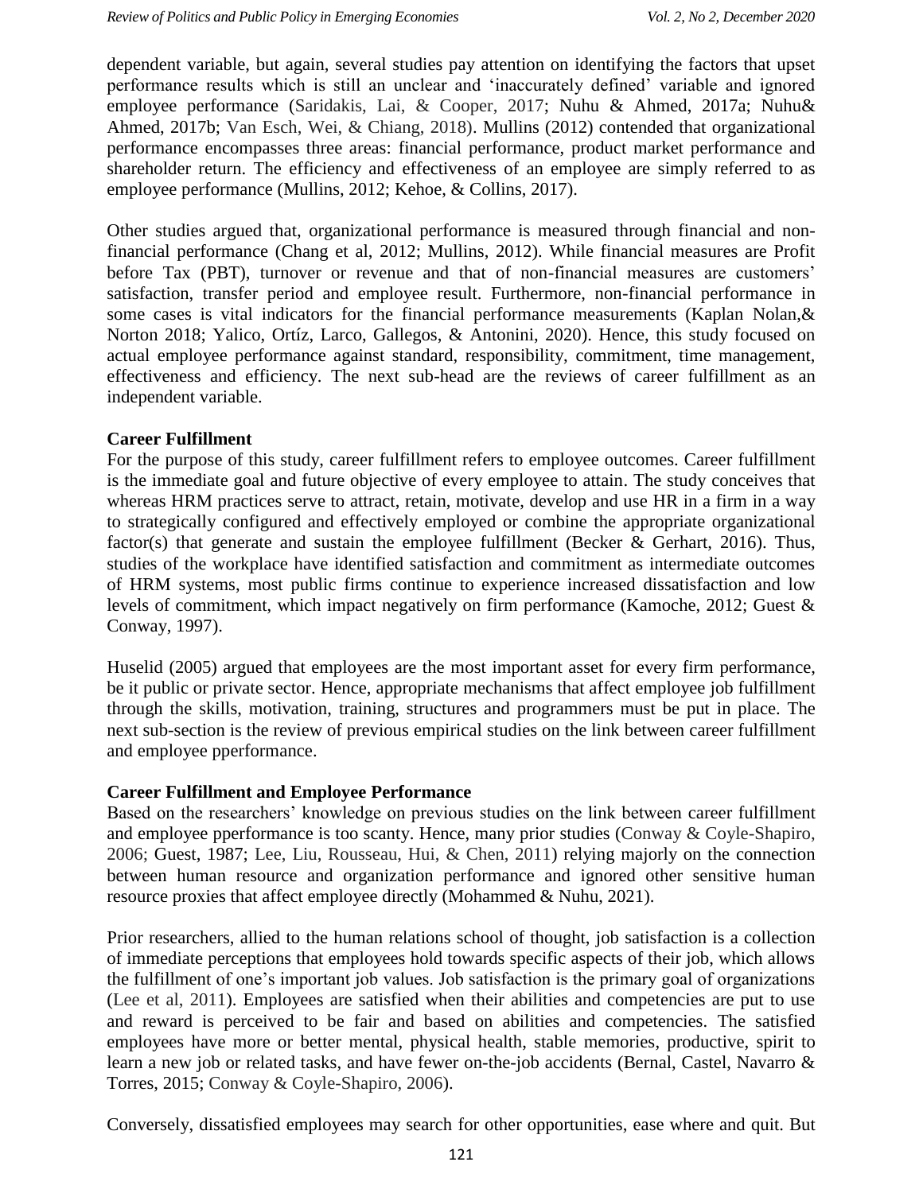dependent variable, but again, several studies pay attention on identifying the factors that upset performance results which is still an unclear and 'inaccurately defined' variable and ignored employee performance (Saridakis, Lai, & Cooper, 2017; Nuhu & Ahmed, 2017a; Nuhu& Ahmed, 2017b; Van Esch, Wei, & Chiang, 2018). Mullins (2012) contended that organizational performance encompasses three areas: financial performance, product market performance and shareholder return. The efficiency and effectiveness of an employee are simply referred to as employee performance (Mullins, 2012; Kehoe, & Collins, 2017).

Other studies argued that, organizational performance is measured through financial and non-financial performance (Chang et al, 2012; Mullins, 2012). While financial measures are Profit before Tax (PBT), turnover or revenue and that of non-financial measures are customers' satisfaction, transfer period and employee result. Furthermore, non-financial performance in some cases is vital indicators for the financial performance measurements (Kaplan Nolan,& Norton 2018; Yalico, Ortíz, Larco, Gallegos, & Antonini, 2020). Hence, this study focused on actual employee performance against standard, responsibility, commitment, time management, effectiveness and efficiency. The next sub-head are the reviews of career fulfillment as an independent variable.

**Career Fulfillment**

For the purpose of this study, career fulfillment refers to employee outcomes. Career fulfillment is the immediate goal and future objective of every employee to attain. The study conceives that whereas HRM practices serve to attract, retain, motivate, develop and use HR in a firm in a way to strategically configured and effectively employed or combine the appropriate organizational factor(s) that generate and sustain the employee fulfillment (Becker & Gerhart, 2016). Thus, studies of the workplace have identified satisfaction and commitment as intermediate outcomes of HRM systems, most public firms continue to experience increased dissatisfaction and low levels of commitment, which impact negatively on firm performance (Kamoche, 2012; Guest & Conway, 1997).

Huselid (2005) argued that employees are the most important asset for every firm performance, be it public or private sector. Hence, appropriate mechanisms that affect employee job fulfillment through the skills, motivation, training, structures and programmers must be put in place. The next sub-section is the review of previous empirical studies on the link between career fulfillment and employee pperformance.

**Career Fulfillment and Employee Performance**

Based on the researchers' knowledge on previous studies on the link between career fulfillment and employee pperformance is too scanty. Hence, many prior studies (Conway & Coyle-Shapiro, 2006; Guest, 1987; Lee, Liu, Rousseau, Hui, & Chen, 2011) relying majorly on the connection between human resource and organization performance and ignored other sensitive human resource proxies that affect employee directly (Mohammed & Nuhu, 2021).

Prior researchers, allied to the human relations school of thought, job satisfaction is a collection of immediate perceptions that employees hold towards specific aspects of their job, which allows the fulfillment of one's important job values. Job satisfaction is the primary goal of organizations (Lee et al, 2011). Employees are satisfied when their abilities and competencies are put to use and reward is perceived to be fair and based on abilities and competencies. The satisfied employees have more or better mental, physical health, stable memories, productive, spirit to learn a new job or related tasks, and have fewer on-the-job accidents (Bernal, Castel, Navarro & Torres, 2015; Conway & Coyle-Shapiro, 2006).

Conversely, dissatisfied employees may search for other opportunities, ease where and quit. But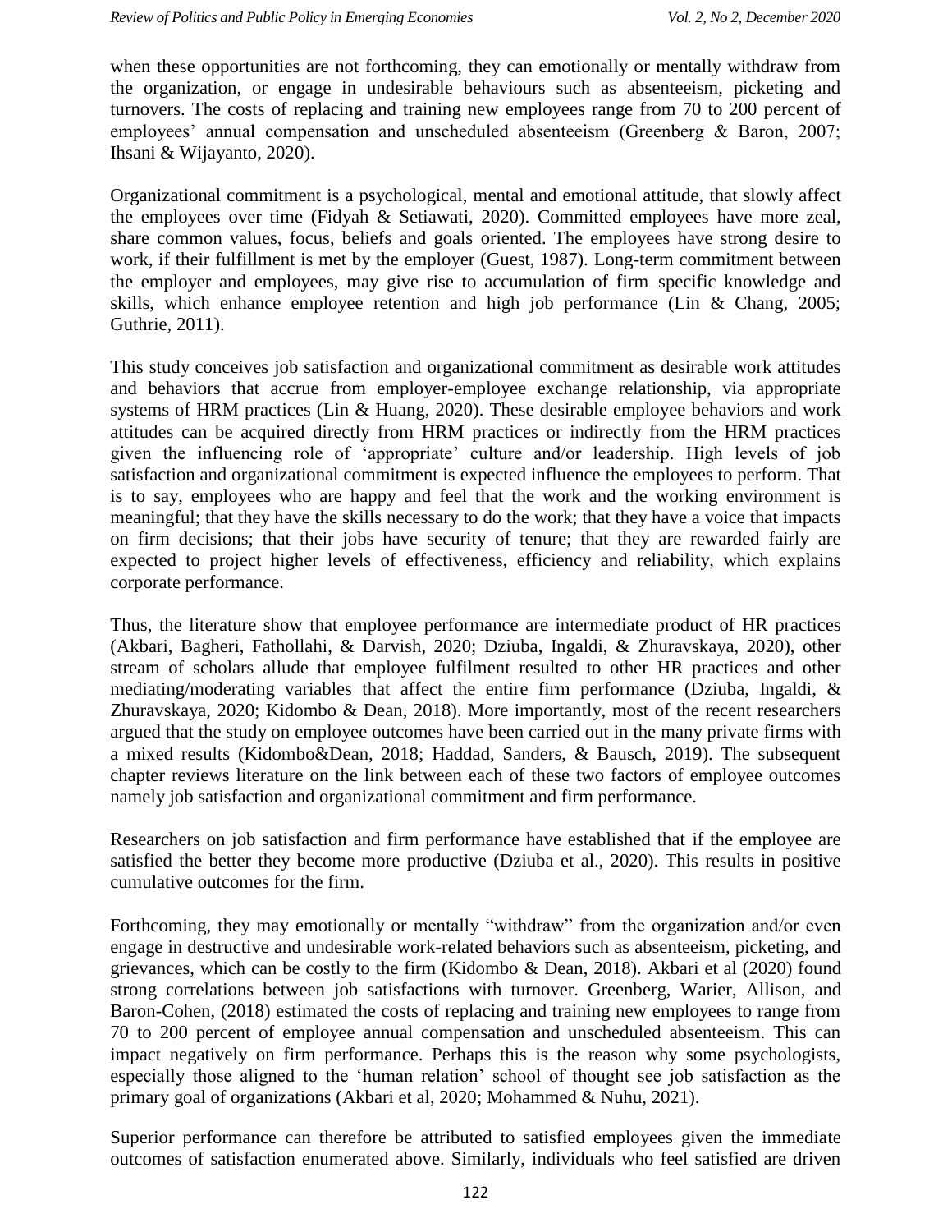when these opportunities are not forthcoming, they can emotionally or mentally withdraw from the organization, or engage in undesirable behaviours such as absenteeism, picketing and turnovers. The costs of replacing and training new employees range from 70 to 200 percent of employees' annual compensation and unscheduled absenteeism (Greenberg & Baron, 2007; Ihsani & Wijayanto, 2020).

Organizational commitment is a psychological, mental and emotional attitude, that slowly affect the employees over time (Fidyah & Setiawati, 2020). Committed employees have more zeal, share common values, focus, beliefs and goals oriented. The employees have strong desire to work, if their fulfillment is met by the employer (Guest, 1987). Long-term commitment between the employer and employees, may give rise to accumulation of firm–specific knowledge and skills, which enhance employee retention and high job performance (Lin & Chang, 2005; Guthrie, 2011).

This study conceives job satisfaction and organizational commitment as desirable work attitudes and behaviors that accrue from employer-employee exchange relationship, via appropriate systems of HRM practices (Lin & Huang, 2020). These desirable employee behaviors and work attitudes can be acquired directly from HRM practices or indirectly from the HRM practices given the influencing role of 'appropriate' culture and/or leadership. High levels of job satisfaction and organizational commitment is expected influence the employees to perform. That is to say, employees who are happy and feel that the work and the working environment is meaningful; that they have the skills necessary to do the work; that they have a voice that impacts on firm decisions; that their jobs have security of tenure; that they are rewarded fairly are expected to project higher levels of effectiveness, efficiency and reliability, which explains corporate performance.

Thus, the literature show that employee performance are intermediate product of HR practices (Akbari, Bagheri, Fathollahi, & Darvish, 2020; Dziuba, Ingaldi, & Zhuravskaya, 2020), other stream of scholars allude that employee fulfilment resulted to other HR practices and other mediating/moderating variables that affect the entire firm performance (Dziuba, Ingaldi, & Zhuravskaya, 2020; Kidombo & Dean, 2018). More importantly, most of the recent researchers argued that the study on employee outcomes have been carried out in the many private firms with a mixed results (Kidombo&Dean, 2018; Haddad, Sanders, & Bausch, 2019). The subsequent chapter reviews literature on the link between each of these two factors of employee outcomes namely job satisfaction and organizational commitment and firm performance.

Researchers on job satisfaction and firm performance have established that if the employee are satisfied the better they become more productive (Dziuba et al., 2020). This results in positive cumulative outcomes for the firm.

Forthcoming, they may emotionally or mentally "withdraw" from the organization and/or even engage in destructive and undesirable work-related behaviors such as absenteeism, picketing, and grievances, which can be costly to the firm (Kidombo & Dean, 2018). Akbari et al (2020) found strong correlations between job satisfactions with turnover. Greenberg, Warier, Allison, and Baron-Cohen, (2018) estimated the costs of replacing and training new employees to range from 70 to 200 percent of employee annual compensation and unscheduled absenteeism. This can impact negatively on firm performance. Perhaps this is the reason why some psychologists, especially those aligned to the 'human relation' school of thought see job satisfaction as the primary goal of organizations (Akbari et al, 2020; Mohammed & Nuhu, 2021).

Superior performance can therefore be attributed to satisfied employees given the immediate outcomes of satisfaction enumerated above. Similarly, individuals who feel satisfied are driven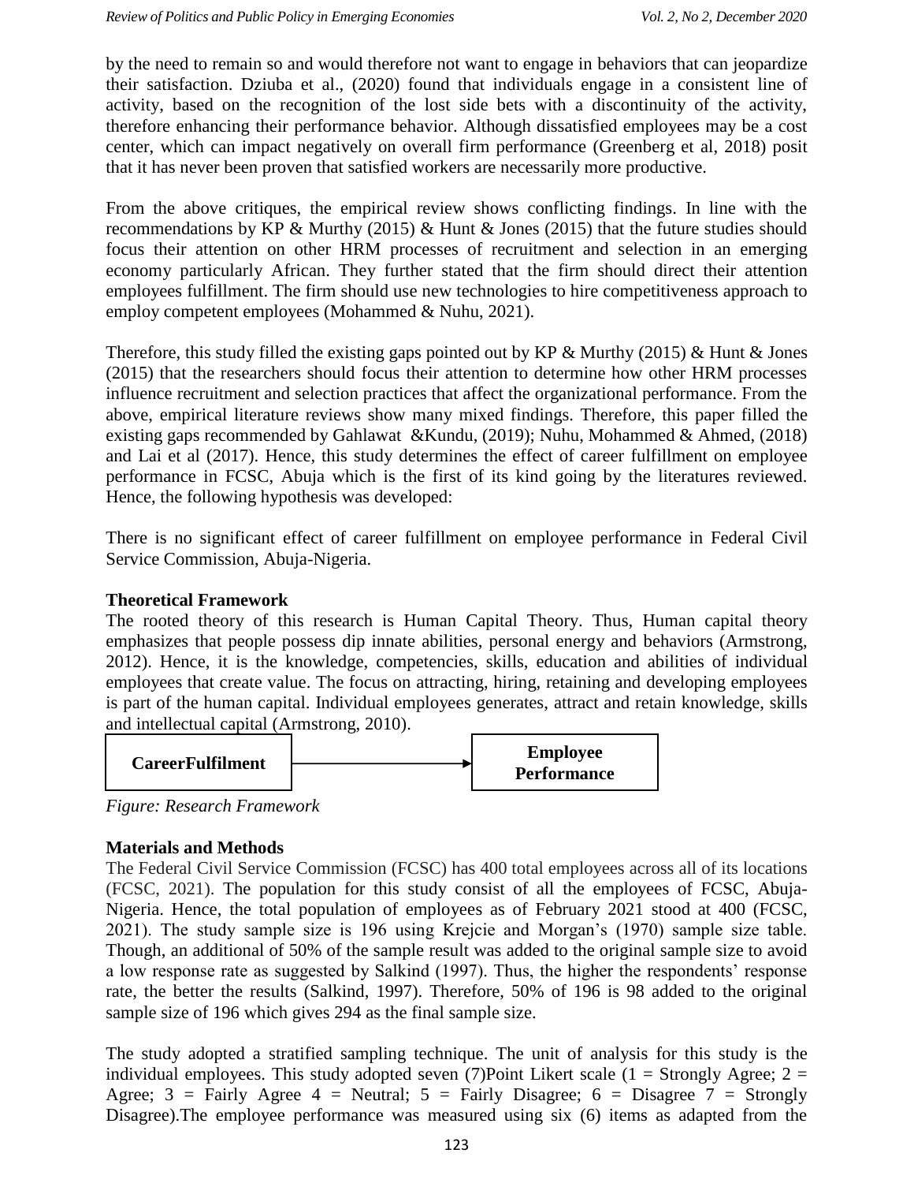by the need to remain so and would therefore not want to engage in behaviors that can jeopardize their satisfaction. Dziuba et al., (2020) found that individuals engage in a consistent line of activity, based on the recognition of the lost side bets with a discontinuity of the activity, therefore enhancing their performance behavior. Although dissatisfied employees may be a cost center, which can impact negatively on overall firm performance (Greenberg et al, 2018) posit that it has never been proven that satisfied workers are necessarily more productive.

From the above critiques, the empirical review shows conflicting findings. In line with the recommendations by KP & Murthy (2015) & Hunt & Jones (2015) that the future studies should focus their attention on other HRM processes of recruitment and selection in an emerging economy particularly African. They further stated that the firm should direct their attention employees fulfillment. The firm should use new technologies to hire competitiveness approach to employ competent employees (Mohammed & Nuhu, 2021).

Therefore, this study filled the existing gaps pointed out by KP & Murthy (2015) & Hunt & Jones (2015) that the researchers should focus their attention to determine how other HRM processes influence recruitment and selection practices that affect the organizational performance. From the above, empirical literature reviews show many mixed findings. Therefore, this paper filled the existing gaps recommended by Gahlawat &Kundu, (2019); Nuhu, Mohammed & Ahmed, (2018) and Lai et al (2017). Hence, this study determines the effect of career fulfillment on employee performance in FCSC, Abuja which is the first of its kind going by the literatures reviewed. Hence, the following hypothesis was developed:

There is no significant effect of career fulfillment on employee performance in Federal Civil Service Commission, Abuja-Nigeria.

**Theoretical Framework**

The rooted theory of this research is Human Capital Theory. Thus, Human capital theory emphasizes that people possess dip innate abilities, personal energy and behaviors (Armstrong, 2012). Hence, it is the knowledge, competencies, skills, education and abilities of individual employees that create value. The focus on attracting, hiring, retaining and developing employees is part of the human capital. Individual employees generates, attract and retain knowledge, skills and intellectual capital (Armstrong, 2010).

**CareerFulfilment** → **Employee Performance**

*Figure: Research Framework*

**Materials and Methods**

The Federal Civil Service Commission (FCSC) has 400 total employees across all of its locations (FCSC, 2021). The population for this study consist of all the employees of FCSC, Abuja-Nigeria. Hence, the total population of employees as of February 2021 stood at 400 (FCSC, 2021). The study sample size is 196 using Krejcie and Morgan's (1970) sample size table. Though, an additional of 50% of the sample result was added to the original sample size to avoid a low response rate as suggested by Salkind (1997). Thus, the higher the respondents' response rate, the better the results (Salkind, 1997). Therefore, 50% of 196 is 98 added to the original sample size of 196 which gives 294 as the final sample size.

The study adopted a stratified sampling technique. The unit of analysis for this study is the individual employees. This study adopted seven (7)Point Likert scale (1 = Strongly Agree; 2 = Agree; 3 = Fairly Agree 4 = Neutral; 5 = Fairly Disagree; 6 = Disagree 7 = Strongly Disagree).The employee performance was measured using six (6) items as adapted from the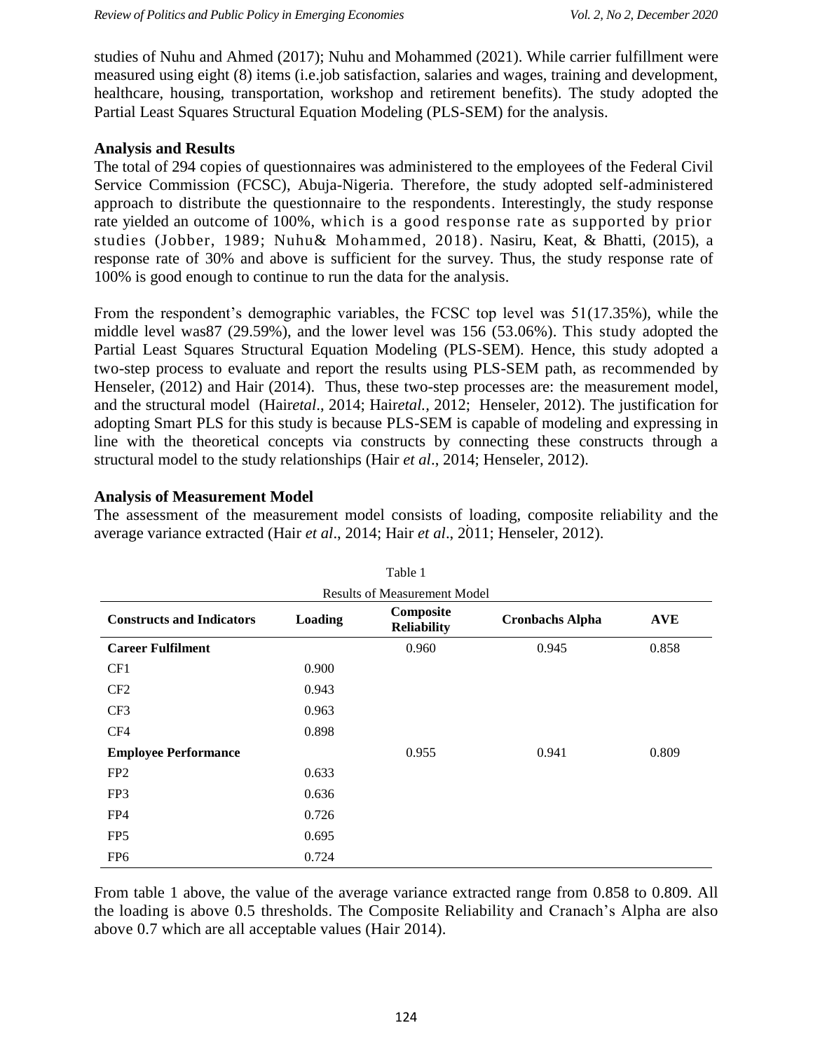studies of Nuhu and Ahmed (2017); Nuhu and Mohammed (2021). While carrier fulfillment were measured using eight (8) items (i.e.job satisfaction, salaries and wages, training and development, healthcare, housing, transportation, workshop and retirement benefits). The study adopted the Partial Least Squares Structural Equation Modeling (PLS-SEM) for the analysis.

**Analysis and Results**

The total of 294 copies of questionnaires was administered to the employees of the Federal Civil Service Commission (FCSC), Abuja-Nigeria. Therefore, the study adopted self-administered approach to distribute the questionnaire to the respondents. Interestingly, the study response rate yielded an outcome of 100%, which is a good response rate as supported by prior studies (Jobber, 1989; Nuhu& Mohammed, 2018). Nasiru, Keat, & Bhatti, (2015), a response rate of 30% and above is sufficient for the survey. Thus, the study response rate of 100% is good enough to continue to run the data for the analysis.

From the respondent's demographic variables, the FCSC top level was 51(17.35%), while the middle level was87 (29.59%), and the lower level was 156 (53.06%). This study adopted the Partial Least Squares Structural Equation Modeling (PLS-SEM). Hence, this study adopted a two-step process to evaluate and report the results using PLS-SEM path, as recommended by Henseler, (2012) and Hair (2014). Thus, these two-step processes are: the measurement model, and the structural model (Hair*etal*., 2014; Hair*etal.*, 2012; Henseler, 2012). The justification for adopting Smart PLS for this study is because PLS-SEM is capable of modeling and expressing in line with the theoretical concepts via constructs by connecting these constructs through a structural model to the study relationships (Hair *et al*., 2014; Henseler, 2012).

**Analysis of Measurement Model**

The assessment of the measurement model consists of loading, composite reliability and the average variance extracted (Hair *et al*., 2014; Hair *et al*., 2011; Henseler, 2012).

Table 1

Results of Measurement Model

| Constructs and Indicators | Loading | Composite Reliability | Cronbachs Alpha | AVE |
|---|---|---|---|---|
| **Career Fulfilment** | | 0.960 | 0.945 | 0.858 |
| CF1 | 0.900 | | | |
| CF2 | 0.943 | | | |
| CF3 | 0.963 | | | |
| CF4 | 0.898 | | | |
| **Employee Performance** | | 0.955 | 0.941 | 0.809 |
| FP2 | 0.633 | | | |
| FP3 | 0.636 | | | |
| FP4 | 0.726 | | | |
| FP5 | 0.695 | | | |
| FP6 | 0.724 | | | |

From table 1 above, the value of the average variance extracted range from 0.858 to 0.809. All the loading is above 0.5 thresholds. The Composite Reliability and Cranach's Alpha are also above 0.7 which are all acceptable values (Hair 2014).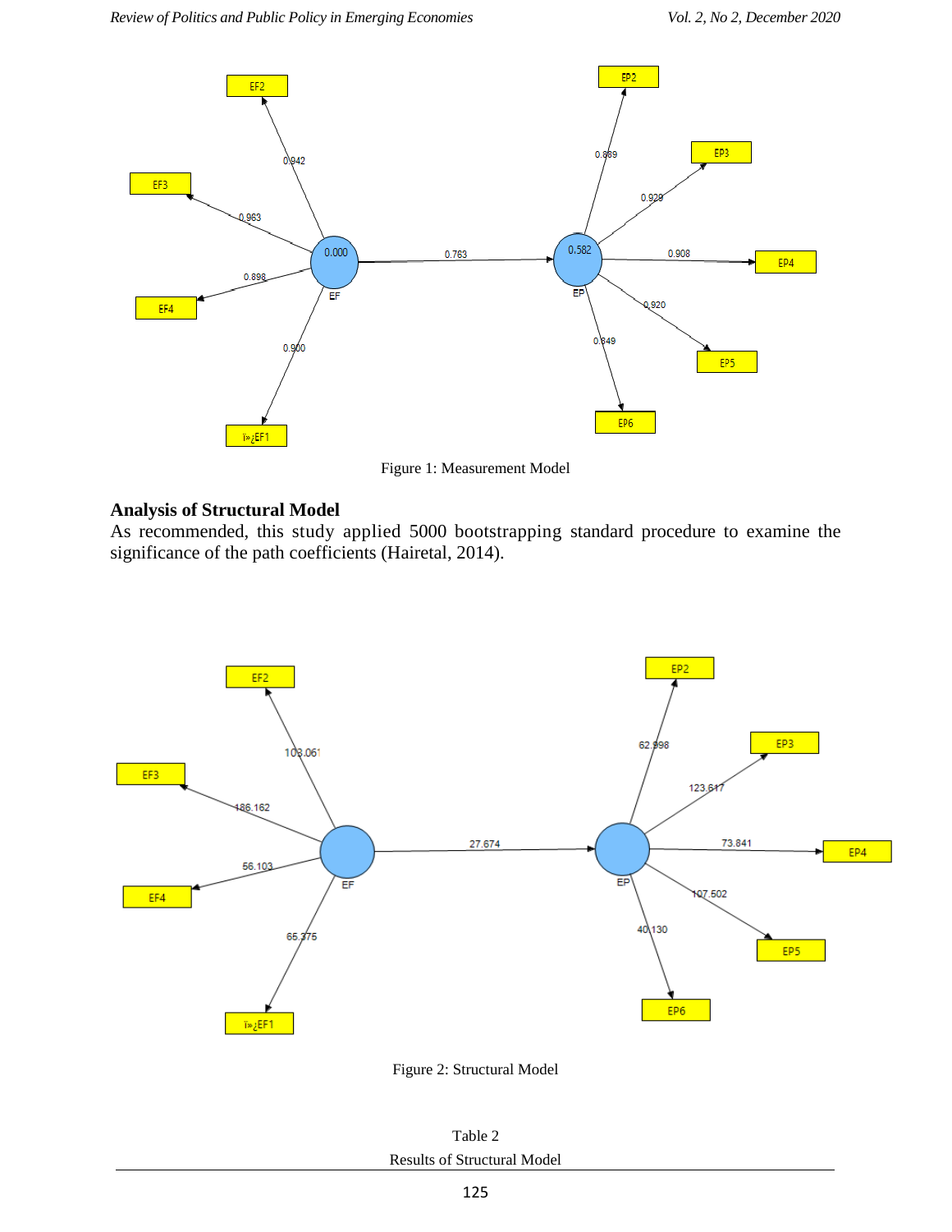Figure 1: Measurement Model

## Analysis of Structural Model

As recommended, this study applied 5000 bootstrapping standard procedure to examine the significance of the path coefficients (Hairetal, 2014).

Figure 2: Structural Model

Table 2

Results of Structural Model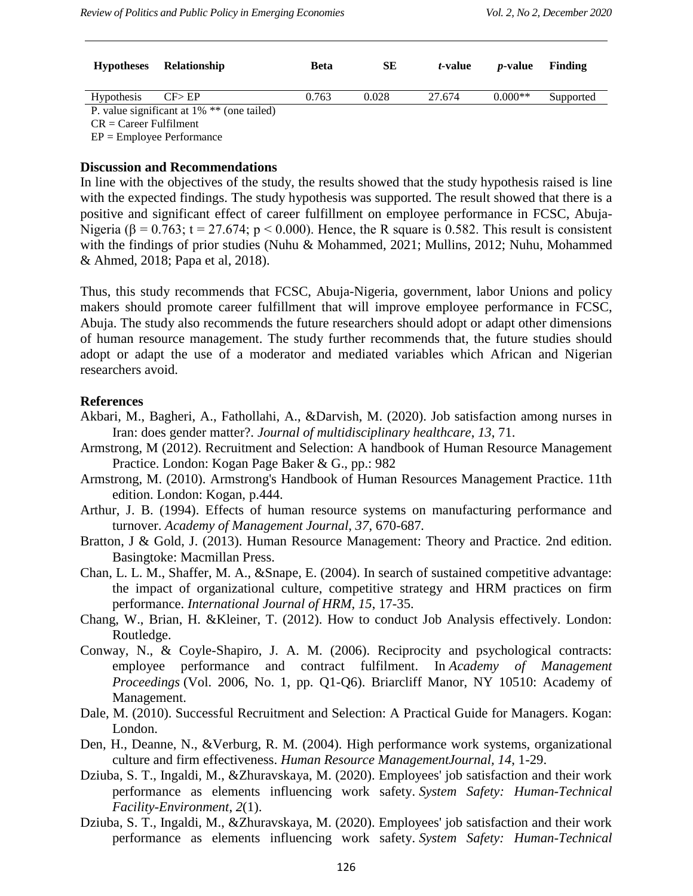| Hypotheses | Relationship | Beta | SE | *t*-value | *p*-value | Finding |
|---|---|---|---|---|---|---|
| Hypothesis | CF> EP | 0.763 | 0.028 | 27.674 | 0.000** | Supported |

P. value significant at 1% ** (one tailed)
CR = Career Fulfilment
EP = Employee Performance

## Discussion and Recommendations

In line with the objectives of the study, the results showed that the study hypothesis raised is line with the expected findings. The study hypothesis was supported. The result showed that there is a positive and significant effect of career fulfillment on employee performance in FCSC, Abuja-Nigeria ($\beta = 0.763$; $t = 27.674$; $p < 0.000$). Hence, the R square is 0.582. This result is consistent with the findings of prior studies (Nuhu & Mohammed, 2021; Mullins, 2012; Nuhu, Mohammed & Ahmed, 2018; Papa et al, 2018).

Thus, this study recommends that FCSC, Abuja-Nigeria, government, labor Unions and policy makers should promote career fulfillment that will improve employee performance in FCSC, Abuja. The study also recommends the future researchers should adopt or adapt other dimensions of human resource management. The study further recommends that, the future studies should adopt or adapt the use of a moderator and mediated variables which African and Nigerian researchers avoid.

## References

Akbari, M., Bagheri, A., Fathollahi, A., &Darvish, M. (2020). Job satisfaction among nurses in Iran: does gender matter?. *Journal of multidisciplinary healthcare*, *13*, 71.

Armstrong, M (2012). Recruitment and Selection: A handbook of Human Resource Management Practice. London: Kogan Page Baker & G., pp.: 982

Armstrong, M. (2010). Armstrong's Handbook of Human Resources Management Practice. 11th edition. London: Kogan, p.444.

Arthur, J. B. (1994). Effects of human resource systems on manufacturing performance and turnover. *Academy of Management Journal, 37*, 670-687.

Bratton, J & Gold, J. (2013). Human Resource Management: Theory and Practice. 2nd edition. Basingtoke: Macmillan Press.

Chan, L. L. M., Shaffer, M. A., &Snape, E. (2004). In search of sustained competitive advantage: the impact of organizational culture, competitive strategy and HRM practices on firm performance. *International Journal of HRM, 15*, 17-35.

Chang, W., Brian, H. &Kleiner, T. (2012). How to conduct Job Analysis effectively. London: Routledge.

Conway, N., & Coyle-Shapiro, J. A. M. (2006). Reciprocity and psychological contracts: employee performance and contract fulfilment. In *Academy of Management Proceedings* (Vol. 2006, No. 1, pp. Q1-Q6). Briarcliff Manor, NY 10510: Academy of Management.

Dale, M. (2010). Successful Recruitment and Selection: A Practical Guide for Managers. Kogan: London.

Den, H., Deanne, N., &Verburg, R. M. (2004). High performance work systems, organizational culture and firm effectiveness. *Human Resource ManagementJournal, 14*, 1-29.

Dziuba, S. T., Ingaldi, M., &Zhuravskaya, M. (2020). Employees' job satisfaction and their work performance as elements influencing work safety. *System Safety: Human-Technical Facility-Environment*, *2*(1).

Dziuba, S. T., Ingaldi, M., &Zhuravskaya, M. (2020). Employees' job satisfaction and their work performance as elements influencing work safety. *System Safety: Human-Technical*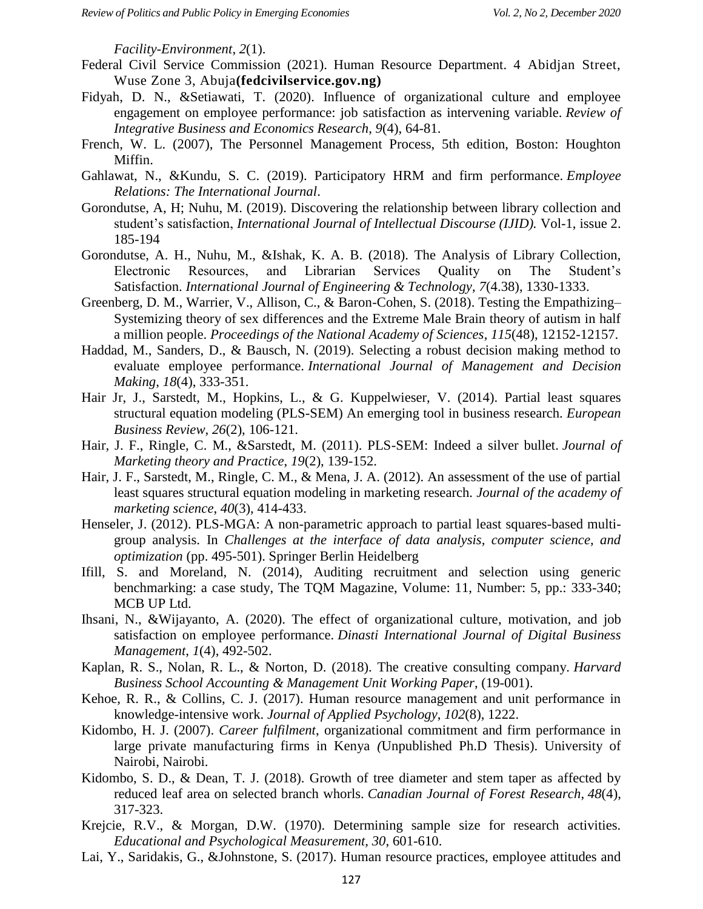*Facility-Environment*, *2*(1).

Federal Civil Service Commission (2021). Human Resource Department. 4 Abidjan Street, Wuse Zone 3, Abuja**(fedcivilservice.gov.ng)**

Fidyah, D. N., &Setiawati, T. (2020). Influence of organizational culture and employee engagement on employee performance: job satisfaction as intervening variable. *Review of Integrative Business and Economics Research*, *9*(4), 64-81.

French, W. L. (2007), The Personnel Management Process, 5th edition, Boston: Houghton Miffin.

Gahlawat, N., &Kundu, S. C. (2019). Participatory HRM and firm performance. *Employee Relations: The International Journal*.

Gorondutse, A, H; Nuhu, M. (2019). Discovering the relationship between library collection and student's satisfaction, *International Journal of Intellectual Discourse (IJID).* Vol-1, issue 2. 185-194

Gorondutse, A. H., Nuhu, M., &Ishak, K. A. B. (2018). The Analysis of Library Collection, Electronic Resources, and Librarian Services Quality on The Student's Satisfaction. *International Journal of Engineering & Technology*, *7*(4.38), 1330-1333.

Greenberg, D. M., Warrier, V., Allison, C., & Baron-Cohen, S. (2018). Testing the Empathizing–Systemizing theory of sex differences and the Extreme Male Brain theory of autism in half a million people. *Proceedings of the National Academy of Sciences*, *115*(48), 12152-12157.

Haddad, M., Sanders, D., & Bausch, N. (2019). Selecting a robust decision making method to evaluate employee performance. *International Journal of Management and Decision Making*, *18*(4), 333-351.

Hair Jr, J., Sarstedt, M., Hopkins, L., & G. Kuppelwieser, V. (2014). Partial least squares structural equation modeling (PLS-SEM) An emerging tool in business research. *European Business Review*, *26*(2), 106-121.

Hair, J. F., Ringle, C. M., &Sarstedt, M. (2011). PLS-SEM: Indeed a silver bullet. *Journal of Marketing theory and Practice*, *19*(2), 139-152.

Hair, J. F., Sarstedt, M., Ringle, C. M., & Mena, J. A. (2012). An assessment of the use of partial least squares structural equation modeling in marketing research. *Journal of the academy of marketing science*, *40*(3), 414-433.

Henseler, J. (2012). PLS-MGA: A non-parametric approach to partial least squares-based multi-group analysis. In *Challenges at the interface of data analysis, computer science, and optimization* (pp. 495-501). Springer Berlin Heidelberg

Ifill, S. and Moreland, N. (2014), Auditing recruitment and selection using generic benchmarking: a case study, The TQM Magazine, Volume: 11, Number: 5, pp.: 333-340; MCB UP Ltd.

Ihsani, N., &Wijayanto, A. (2020). The effect of organizational culture, motivation, and job satisfaction on employee performance. *Dinasti International Journal of Digital Business Management*, *1*(4), 492-502.

Kaplan, R. S., Nolan, R. L., & Norton, D. (2018). The creative consulting company. *Harvard Business School Accounting & Management Unit Working Paper*, (19-001).

Kehoe, R. R., & Collins, C. J. (2017). Human resource management and unit performance in knowledge-intensive work. *Journal of Applied Psychology*, *102*(8), 1222.

Kidombo, H. J. (2007). *Career fulfilment*, organizational commitment and firm performance in large private manufacturing firms in Kenya *(*Unpublished Ph.D Thesis). University of Nairobi, Nairobi.

Kidombo, S. D., & Dean, T. J. (2018). Growth of tree diameter and stem taper as affected by reduced leaf area on selected branch whorls. *Canadian Journal of Forest Research*, *48*(4), 317-323.

Krejcie, R.V., & Morgan, D.W. (1970). Determining sample size for research activities. *Educational and Psychological Measurement, 30*, 601-610.

Lai, Y., Saridakis, G., &Johnstone, S. (2017). Human resource practices, employee attitudes and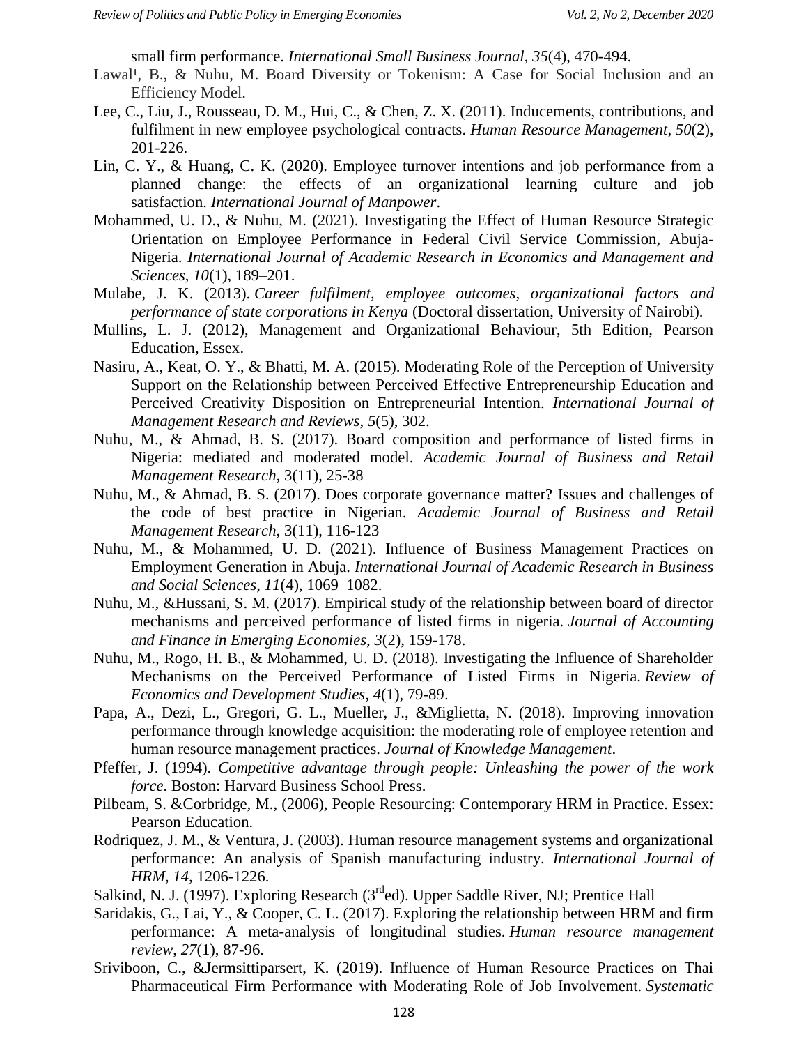small firm performance. *International Small Business Journal*, *35*(4), 470-494.

Lawal¹, B., & Nuhu, M. Board Diversity or Tokenism: A Case for Social Inclusion and an Efficiency Model.

Lee, C., Liu, J., Rousseau, D. M., Hui, C., & Chen, Z. X. (2011). Inducements, contributions, and fulfilment in new employee psychological contracts. *Human Resource Management*, *50*(2), 201-226.

Lin, C. Y., & Huang, C. K. (2020). Employee turnover intentions and job performance from a planned change: the effects of an organizational learning culture and job satisfaction. *International Journal of Manpower*.

Mohammed, U. D., & Nuhu, M. (2021). Investigating the Effect of Human Resource Strategic Orientation on Employee Performance in Federal Civil Service Commission, Abuja-Nigeria. *International Journal of Academic Research in Economics and Management and Sciences*, *10*(1), 189–201.

Mulabe, J. K. (2013). *Career fulfilment, employee outcomes, organizational factors and performance of state corporations in Kenya* (Doctoral dissertation, University of Nairobi).

Mullins, L. J. (2012), Management and Organizational Behaviour, 5th Edition, Pearson Education, Essex.

Nasiru, A., Keat, O. Y., & Bhatti, M. A. (2015). Moderating Role of the Perception of University Support on the Relationship between Perceived Effective Entrepreneurship Education and Perceived Creativity Disposition on Entrepreneurial Intention. *International Journal of Management Research and Reviews*, *5*(5), 302.

Nuhu, M., & Ahmad, B. S. (2017). Board composition and performance of listed firms in Nigeria: mediated and moderated model. *Academic Journal of Business and Retail Management Research*, 3(11), 25-38

Nuhu, M., & Ahmad, B. S. (2017). Does corporate governance matter? Issues and challenges of the code of best practice in Nigerian. *Academic Journal of Business and Retail Management Research*, 3(11), 116-123

Nuhu, M., & Mohammed, U. D. (2021). Influence of Business Management Practices on Employment Generation in Abuja. *International Journal of Academic Research in Business and Social Sciences*, *11*(4), 1069–1082.

Nuhu, M., &Hussani, S. M. (2017). Empirical study of the relationship between board of director mechanisms and perceived performance of listed firms in nigeria. *Journal of Accounting and Finance in Emerging Economies*, *3*(2), 159-178.

Nuhu, M., Rogo, H. B., & Mohammed, U. D. (2018). Investigating the Influence of Shareholder Mechanisms on the Perceived Performance of Listed Firms in Nigeria. *Review of Economics and Development Studies*, *4*(1), 79-89.

Papa, A., Dezi, L., Gregori, G. L., Mueller, J., &Miglietta, N. (2018). Improving innovation performance through knowledge acquisition: the moderating role of employee retention and human resource management practices. *Journal of Knowledge Management*.

Pfeffer, J. (1994). *Competitive advantage through people: Unleashing the power of the work force*. Boston: Harvard Business School Press.

Pilbeam, S. &Corbridge, M., (2006), People Resourcing: Contemporary HRM in Practice. Essex: Pearson Education.

Rodriquez, J. M., & Ventura, J. (2003). Human resource management systems and organizational performance: An analysis of Spanish manufacturing industry. *International Journal of HRM, 14*, 1206-1226.

Salkind, N. J. (1997). Exploring Research (3rd ed). Upper Saddle River, NJ; Prentice Hall

Saridakis, G., Lai, Y., & Cooper, C. L. (2017). Exploring the relationship between HRM and firm performance: A meta-analysis of longitudinal studies. *Human resource management review*, *27*(1), 87-96.

Sriviboon, C., &Jermsittiparsert, K. (2019). Influence of Human Resource Practices on Thai Pharmaceutical Firm Performance with Moderating Role of Job Involvement. *Systematic*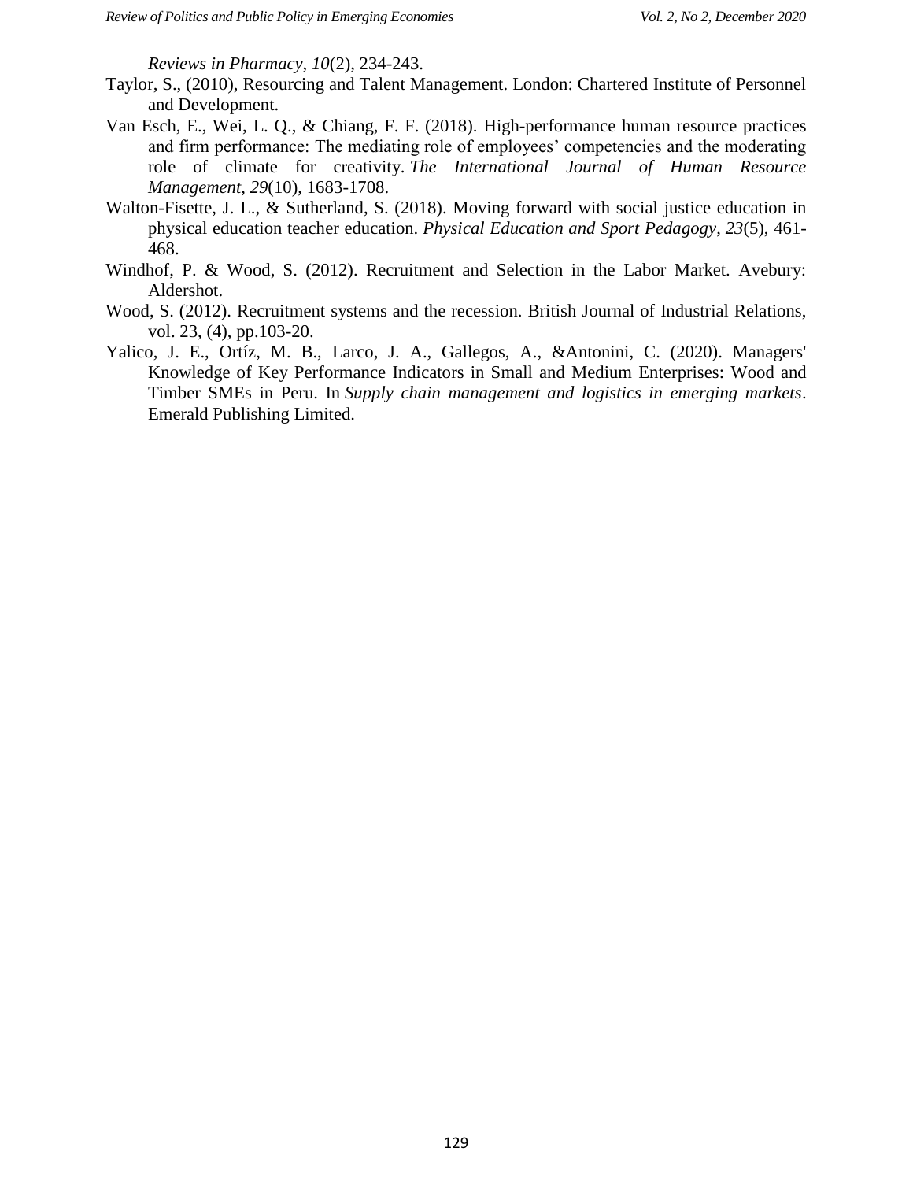*Reviews in Pharmacy*, *10*(2), 234-243.

Taylor, S., (2010), Resourcing and Talent Management. London: Chartered Institute of Personnel and Development.

Van Esch, E., Wei, L. Q., & Chiang, F. F. (2018). High-performance human resource practices and firm performance: The mediating role of employees' competencies and the moderating role of climate for creativity. *The International Journal of Human Resource Management*, *29*(10), 1683-1708.

Walton-Fisette, J. L., & Sutherland, S. (2018). Moving forward with social justice education in physical education teacher education. *Physical Education and Sport Pedagogy*, *23*(5), 461-468.

Windhof, P. & Wood, S. (2012). Recruitment and Selection in the Labor Market. Avebury: Aldershot.

Wood, S. (2012). Recruitment systems and the recession. British Journal of Industrial Relations, vol. 23, (4), pp.103-20.

Yalico, J. E., Ortíz, M. B., Larco, J. A., Gallegos, A., &Antonini, C. (2020). Managers' Knowledge of Key Performance Indicators in Small and Medium Enterprises: Wood and Timber SMEs in Peru. In *Supply chain management and logistics in emerging markets*. Emerald Publishing Limited.